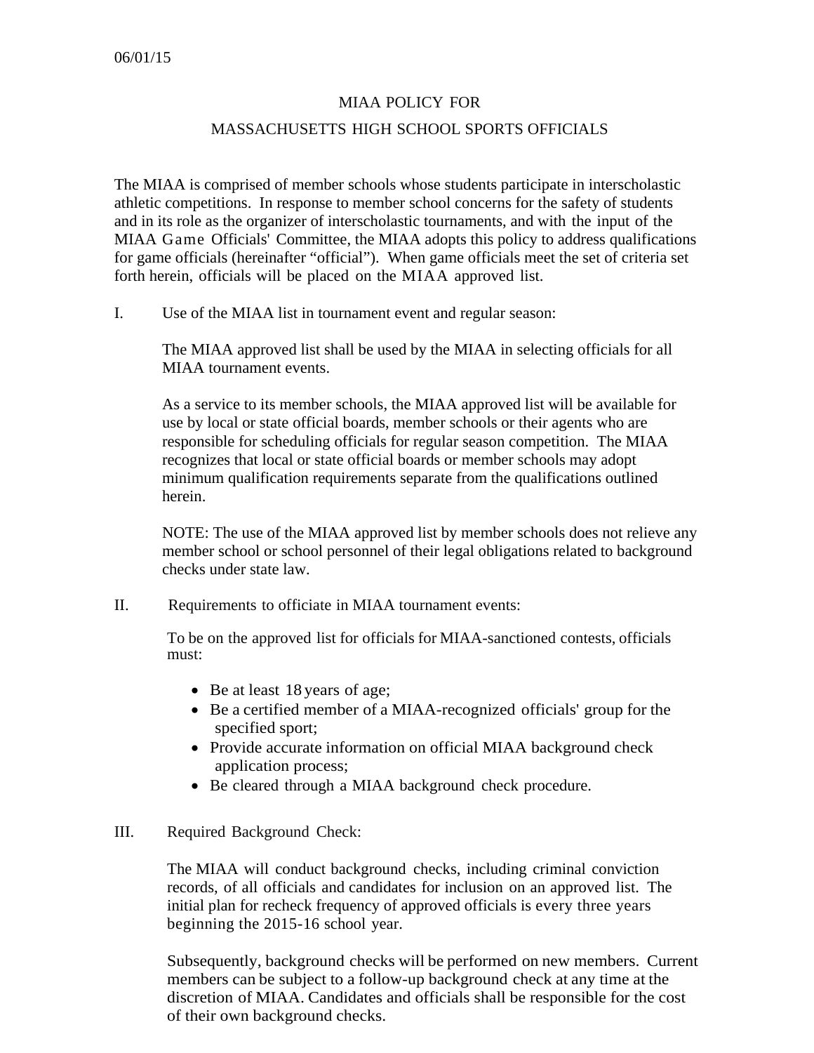06/01/15

# MIAA POLICY FOR
# MASSACHUSETTS HIGH SCHOOL SPORTS OFFICIALS

The MIAA is comprised of member schools whose students participate in interscholastic athletic competitions. In response to member school concerns for the safety of students and in its role as the organizer of interscholastic tournaments, and with the input of the MIAA Game Officials' Committee, the MIAA adopts this policy to address qualifications for game officials (hereinafter "official"). When game officials meet the set of criteria set forth herein, officials will be placed on the MIAA approved list.

I. Use of the MIAA list in tournament event and regular season:

The MIAA approved list shall be used by the MIAA in selecting officials for all MIAA tournament events.

As a service to its member schools, the MIAA approved list will be available for use by local or state official boards, member schools or their agents who are responsible for scheduling officials for regular season competition. The MIAA recognizes that local or state official boards or member schools may adopt minimum qualification requirements separate from the qualifications outlined herein.

NOTE: The use of the MIAA approved list by member schools does not relieve any member school or school personnel of their legal obligations related to background checks under state law.

II. Requirements to officiate in MIAA tournament events:

To be on the approved list for officials for MIAA-sanctioned contests, officials must:

- Be at least 18 years of age;
- Be a certified member of a MIAA-recognized officials' group for the specified sport;
- Provide accurate information on official MIAA background check application process;
- Be cleared through a MIAA background check procedure.

III. Required Background Check:

The MIAA will conduct background checks, including criminal conviction records, of all officials and candidates for inclusion on an approved list. The initial plan for recheck frequency of approved officials is every three years beginning the 2015-16 school year.

Subsequently, background checks will be performed on new members. Current members can be subject to a follow-up background check at any time at the discretion of MIAA. Candidates and officials shall be responsible for the cost of their own background checks.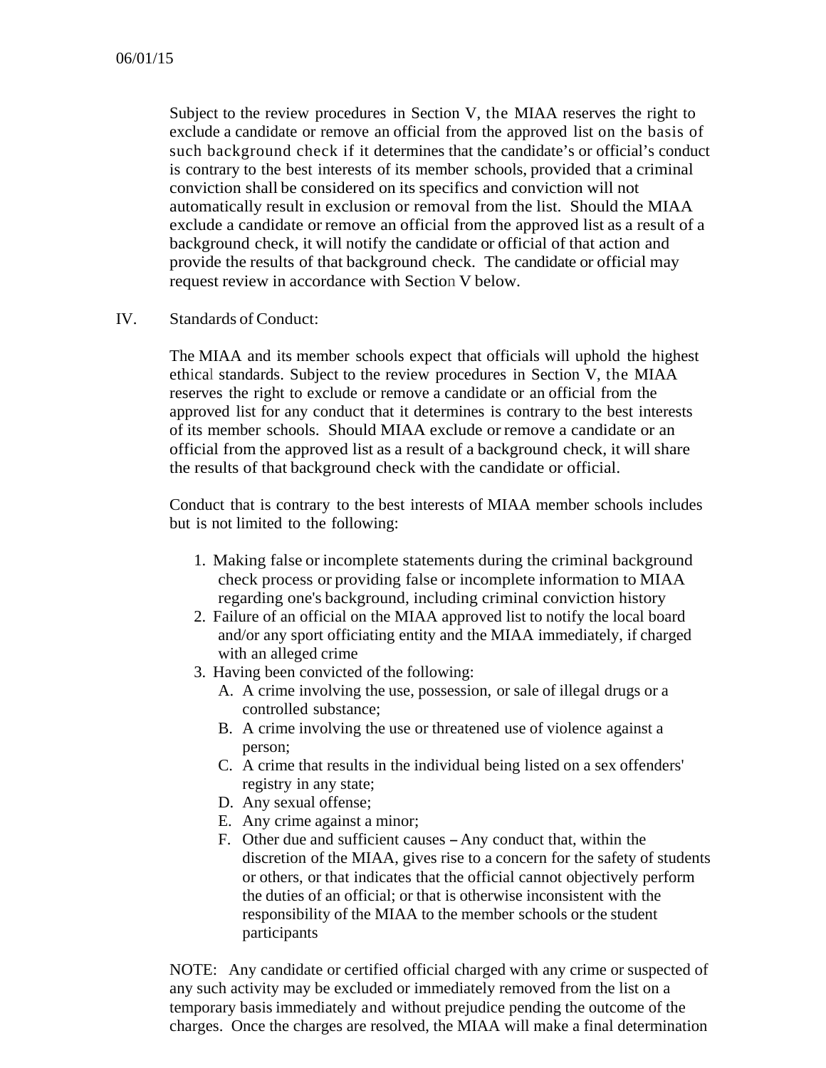Subject to the review procedures in Section V, the MIAA reserves the right to exclude a candidate or remove an official from the approved list on the basis of such background check if it determines that the candidate's or official's conduct is contrary to the best interests of its member schools, provided that a criminal conviction shall be considered on its specifics and conviction will not automatically result in exclusion or removal from the list. Should the MIAA exclude a candidate or remove an official from the approved list as a result of a background check, it will notify the candidate or official of that action and provide the results of that background check. The candidate or official may request review in accordance with Section V below.

IV. Standards of Conduct:

The MIAA and its member schools expect that officials will uphold the highest ethical standards. Subject to the review procedures in Section V, the MIAA reserves the right to exclude or remove a candidate or an official from the approved list for any conduct that it determines is contrary to the best interests of its member schools. Should MIAA exclude or remove a candidate or an official from the approved list as a result of a background check, it will share the results of that background check with the candidate or official.

Conduct that is contrary to the best interests of MIAA member schools includes but is not limited to the following:

1. Making false or incomplete statements during the criminal background check process or providing false or incomplete information to MIAA regarding one's background, including criminal conviction history
2. Failure of an official on the MIAA approved list to notify the local board and/or any sport officiating entity and the MIAA immediately, if charged with an alleged crime
3. Having been convicted of the following:
   - A. A crime involving the use, possession, or sale of illegal drugs or a controlled substance;
   - B. A crime involving the use or threatened use of violence against a person;
   - C. A crime that results in the individual being listed on a sex offenders' registry in any state;
   - D. Any sexual offense;
   - E. Any crime against a minor;
   - F. Other due and sufficient causes – Any conduct that, within the discretion of the MIAA, gives rise to a concern for the safety of students or others, or that indicates that the official cannot objectively perform the duties of an official; or that is otherwise inconsistent with the responsibility of the MIAA to the member schools or the student participants

NOTE: Any candidate or certified official charged with any crime or suspected of any such activity may be excluded or immediately removed from the list on a temporary basis immediately and without prejudice pending the outcome of the charges. Once the charges are resolved, the MIAA will make a final determination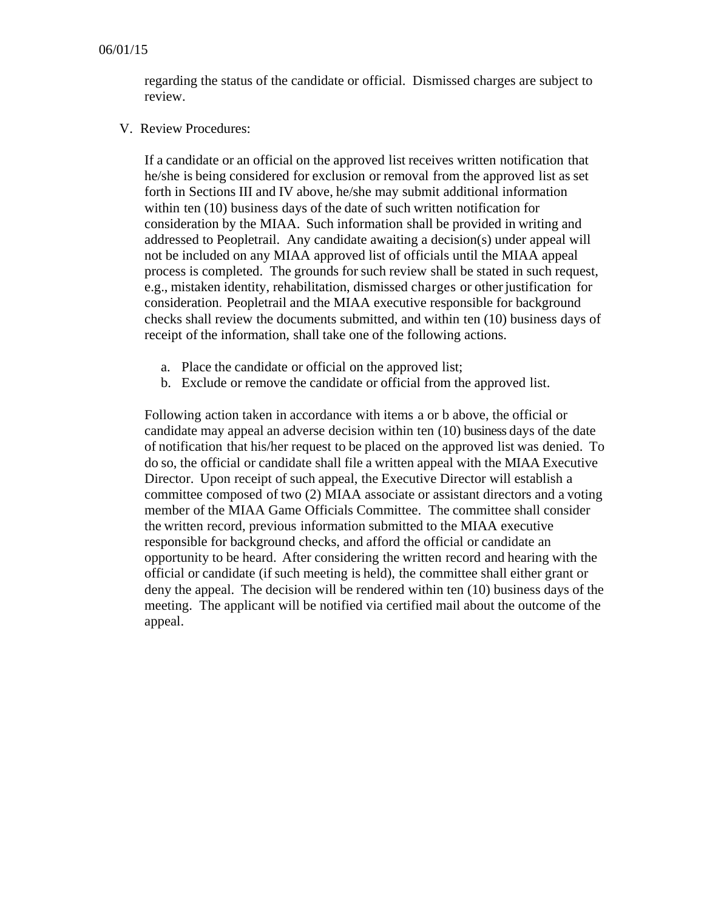regarding the status of the candidate or official. Dismissed charges are subject to review.

V. Review Procedures:

If a candidate or an official on the approved list receives written notification that he/she is being considered for exclusion or removal from the approved list as set forth in Sections III and IV above, he/she may submit additional information within ten (10) business days of the date of such written notification for consideration by the MIAA. Such information shall be provided in writing and addressed to Peopletrail. Any candidate awaiting a decision(s) under appeal will not be included on any MIAA approved list of officials until the MIAA appeal process is completed. The grounds for such review shall be stated in such request, e.g., mistaken identity, rehabilitation, dismissed charges or other justification for consideration. Peopletrail and the MIAA executive responsible for background checks shall review the documents submitted, and within ten (10) business days of receipt of the information, shall take one of the following actions.

a. Place the candidate or official on the approved list;
b. Exclude or remove the candidate or official from the approved list.

Following action taken in accordance with items a or b above, the official or candidate may appeal an adverse decision within ten (10) business days of the date of notification that his/her request to be placed on the approved list was denied. To do so, the official or candidate shall file a written appeal with the MIAA Executive Director. Upon receipt of such appeal, the Executive Director will establish a committee composed of two (2) MIAA associate or assistant directors and a voting member of the MIAA Game Officials Committee. The committee shall consider the written record, previous information submitted to the MIAA executive responsible for background checks, and afford the official or candidate an opportunity to be heard. After considering the written record and hearing with the official or candidate (if such meeting is held), the committee shall either grant or deny the appeal. The decision will be rendered within ten (10) business days of the meeting. The applicant will be notified via certified mail about the outcome of the appeal.